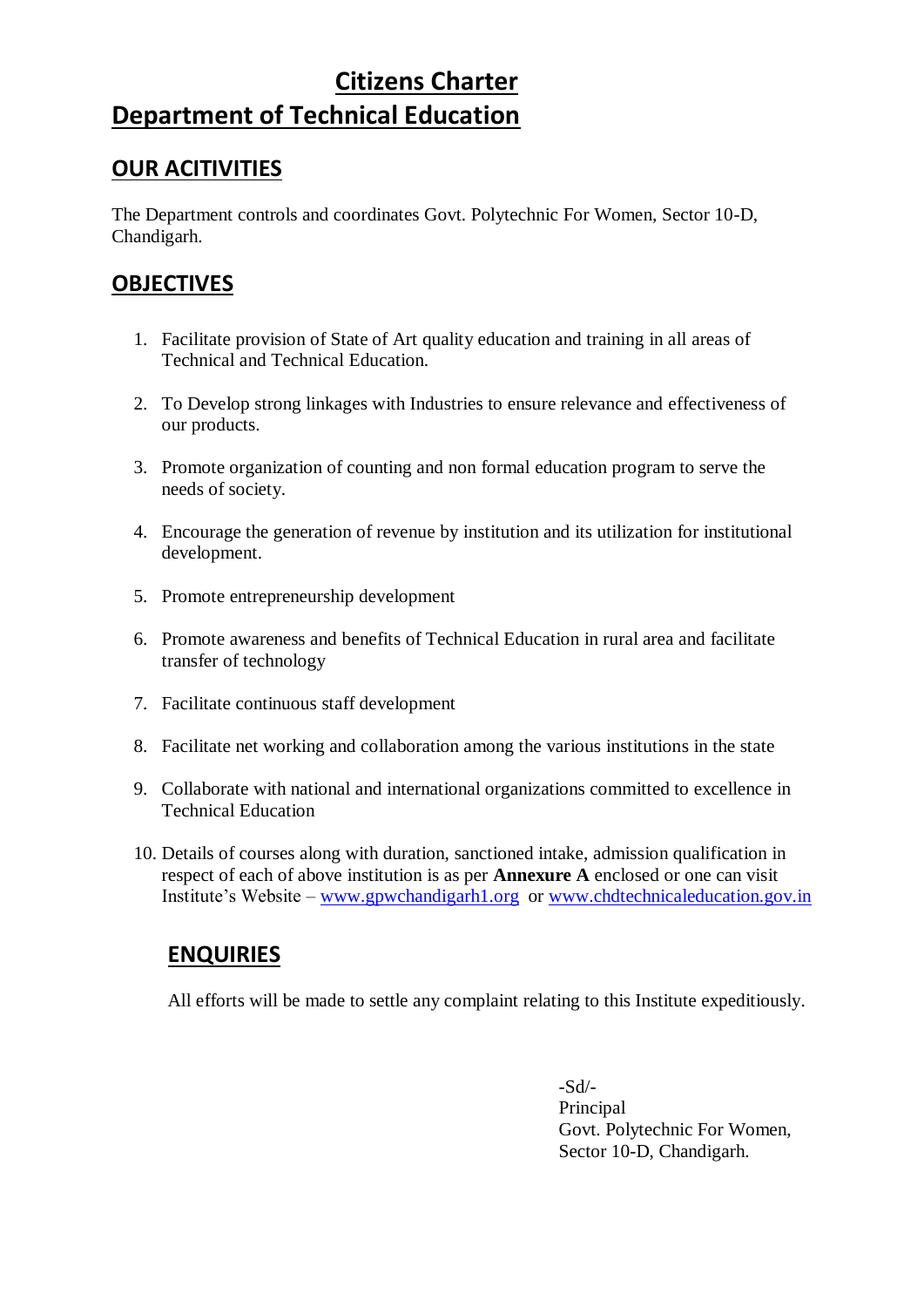# Citizens Charter

# Department of Technical Education

## OUR ACITIVITIES

The Department controls and coordinates Govt. Polytechnic For Women, Sector 10-D, Chandigarh.

## OBJECTIVES

1. Facilitate provision of State of Art quality education and training in all areas of Technical and Technical Education.
2. To Develop strong linkages with Industries to ensure relevance and effectiveness of our products.
3. Promote organization of counting and non formal education program to serve the needs of society.
4. Encourage the generation of revenue by institution and its utilization for institutional development.
5. Promote entrepreneurship development
6. Promote awareness and benefits of Technical Education in rural area and facilitate transfer of technology
7. Facilitate continuous staff development
8. Facilitate net working and collaboration among the various institutions in the state
9. Collaborate with national and international organizations committed to excellence in Technical Education
10. Details of courses along with duration, sanctioned intake, admission qualification in respect of each of above institution is as per **Annexure A** enclosed or one can visit Institute's Website – www.gpwchandigarh1.org or www.chdtechnicaleducation.gov.in

## ENQUIRIES

All efforts will be made to settle any complaint relating to this Institute expeditiously.

-Sd/-
Principal
Govt. Polytechnic For Women,
Sector 10-D, Chandigarh.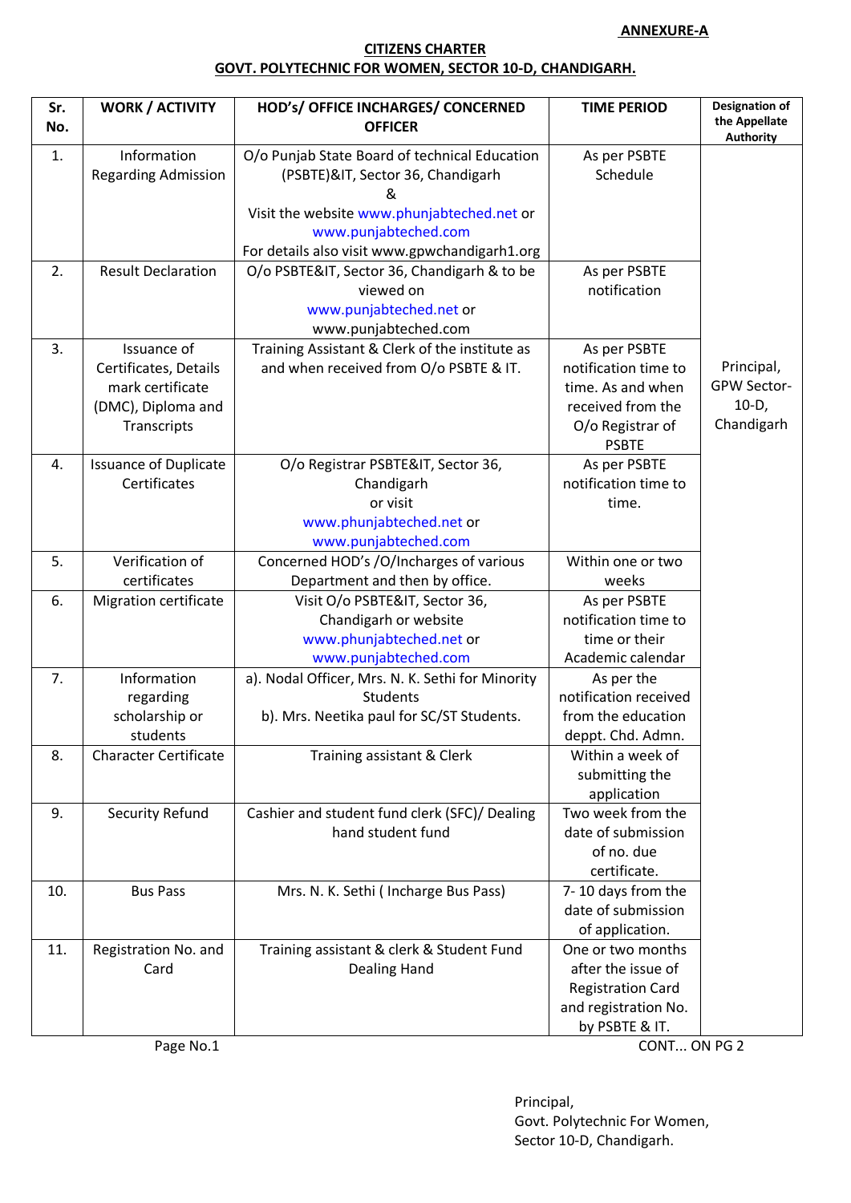**ANNEXURE-A**

**CITIZENS CHARTER**
**GOVT. POLYTECHNIC FOR WOMEN, SECTOR 10-D, CHANDIGARH.**

| Sr. No. | WORK / ACTIVITY | HOD's/ OFFICE INCHARGES/ CONCERNED OFFICER | TIME PERIOD | Designation of the Appellate Authority |
|---|---|---|---|---|
| 1. | Information Regarding Admission | O/o Punjab State Board of technical Education (PSBTE)&IT, Sector 36, Chandigarh & Visit the website www.phunjabteched.net or www.punjabteched.com For details also visit www.gpwchandigarh1.org | As per PSBTE Schedule | Principal, GPW Sector-10-D, Chandigarh |
| 2. | Result Declaration | O/o PSBTE&IT, Sector 36, Chandigarh & to be viewed on www.punjabteched.net or www.punjabteched.com | As per PSBTE notification | |
| 3. | Issuance of Certificates, Details mark certificate (DMC), Diploma and Transcripts | Training Assistant & Clerk of the institute as and when received from O/o PSBTE & IT. | As per PSBTE notification time to time. As and when received from the O/o Registrar of PSBTE | |
| 4. | Issuance of Duplicate Certificates | O/o Registrar PSBTE&IT, Sector 36, Chandigarh or visit www.phunjabteched.net or www.punjabteched.com | As per PSBTE notification time to time. | |
| 5. | Verification of certificates | Concerned HOD's /O/Incharges of various Department and then by office. | Within one or two weeks | |
| 6. | Migration certificate | Visit O/o PSBTE&IT, Sector 36, Chandigarh or website www.phunjabteched.net or www.punjabteched.com | As per PSBTE notification time to time or their Academic calendar | |
| 7. | Information regarding scholarship or students | a). Nodal Officer, Mrs. N. K. Sethi for Minority Students<br>b). Mrs. Neetika paul for SC/ST Students. | As per the notification received from the education deppt. Chd. Admn. | |
| 8. | Character Certificate | Training assistant & Clerk | Within a week of submitting the application | |
| 9. | Security Refund | Cashier and student fund clerk (SFC)/ Dealing hand student fund | Two week from the date of submission of no. due certificate. | |
| 10. | Bus Pass | Mrs. N. K. Sethi ( Incharge Bus Pass) | 7- 10 days from the date of submission of application. | |
| 11. | Registration No. and Card | Training assistant & clerk & Student Fund Dealing Hand | One or two months after the issue of Registration Card and registration No. by PSBTE & IT. | |

Page No.1 CONT... ON PG 2

Principal,
Govt. Polytechnic For Women,
Sector 10-D, Chandigarh.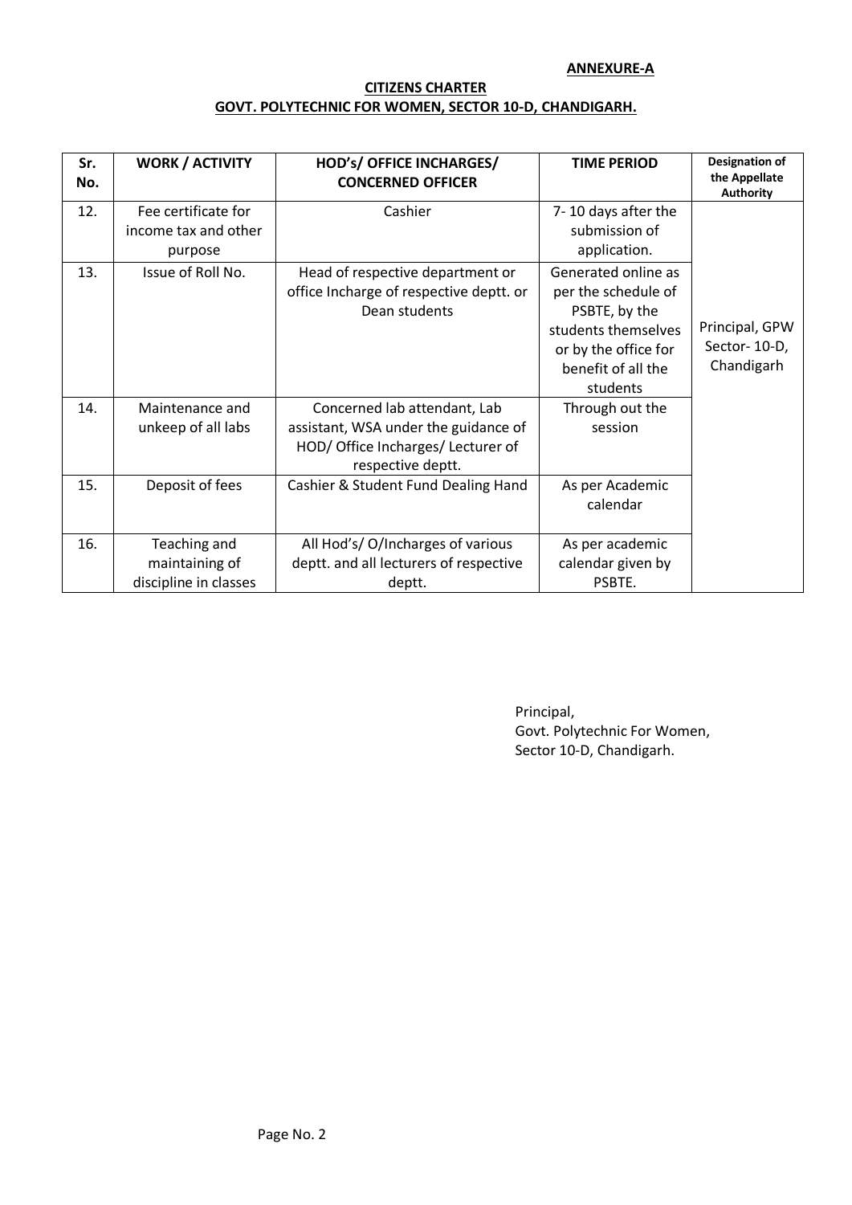**ANNEXURE-A**

**CITIZENS CHARTER**

**GOVT. POLYTECHNIC FOR WOMEN, SECTOR 10-D, CHANDIGARH.**

| Sr. No. | WORK / ACTIVITY | HOD's/ OFFICE INCHARGES/ CONCERNED OFFICER | TIME PERIOD | Designation of the Appellate Authority |
|---|---|---|---|---|
| 12. | Fee certificate for income tax and other purpose | Cashier | 7- 10 days after the submission of application. | Principal, GPW Sector- 10-D, Chandigarh |
| 13. | Issue of Roll No. | Head of respective department or office Incharge of respective deptt. or Dean students | Generated online as per the schedule of PSBTE, by the students themselves or by the office for benefit of all the students | |
| 14. | Maintenance and unkeep of all labs | Concerned lab attendant, Lab assistant, WSA under the guidance of HOD/ Office Incharges/ Lecturer of respective deptt. | Through out the session | |
| 15. | Deposit of fees | Cashier & Student Fund Dealing Hand | As per Academic calendar | |
| 16. | Teaching and maintaining of discipline in classes | All Hod's/ O/Incharges of various deptt. and all lecturers of respective deptt. | As per academic calendar given by PSBTE. | |

Principal,
Govt. Polytechnic For Women,
Sector 10-D, Chandigarh.